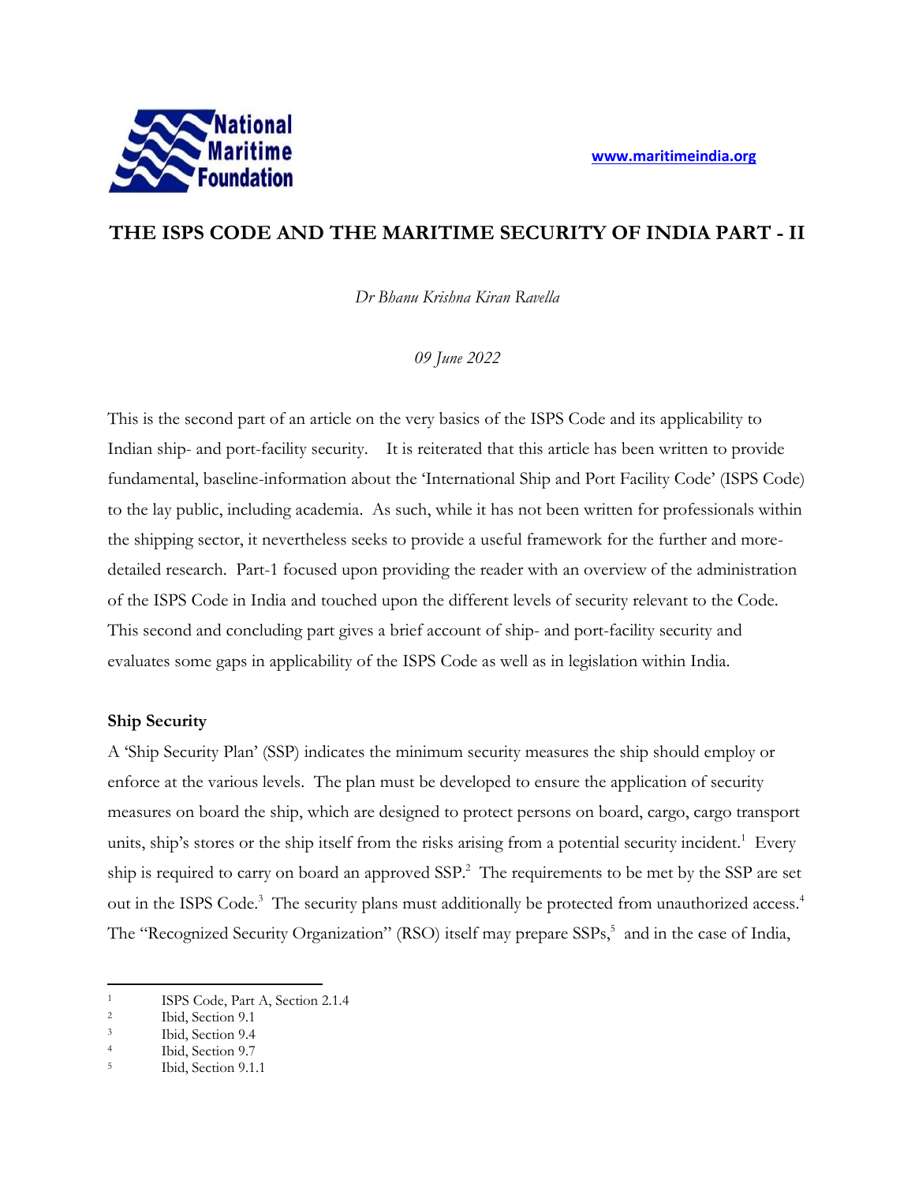# THE ISPS CODE AND THE MARITIME SECURITY OF INDIA PART - II

*Dr Bhanu Krishna Kiran Ravella*

*09 June 2022*

This is the second part of an article on the very basics of the ISPS Code and its applicability to Indian ship- and port-facility security. It is reiterated that this article has been written to provide fundamental, baseline-information about the 'International Ship and Port Facility Code' (ISPS Code) to the lay public, including academia. As such, while it has not been written for professionals within the shipping sector, it nevertheless seeks to provide a useful framework for the further and more-detailed research. Part-1 focused upon providing the reader with an overview of the administration of the ISPS Code in India and touched upon the different levels of security relevant to the Code. This second and concluding part gives a brief account of ship- and port-facility security and evaluates some gaps in applicability of the ISPS Code as well as in legislation within India.

## Ship Security

A 'Ship Security Plan' (SSP) indicates the minimum security measures the ship should employ or enforce at the various levels. The plan must be developed to ensure the application of security measures on board the ship, which are designed to protect persons on board, cargo, cargo transport units, ship's stores or the ship itself from the risks arising from a potential security incident.[1] Every ship is required to carry on board an approved SSP.[2] The requirements to be met by the SSP are set out in the ISPS Code.[3] The security plans must additionally be protected from unauthorized access.[4] The "Recognized Security Organization" (RSO) itself may prepare SSPs,[5] and in the case of India,

[1] ISPS Code, Part A, Section 2.1.4
[2] Ibid, Section 9.1
[3] Ibid, Section 9.4
[4] Ibid, Section 9.7
[5] Ibid, Section 9.1.1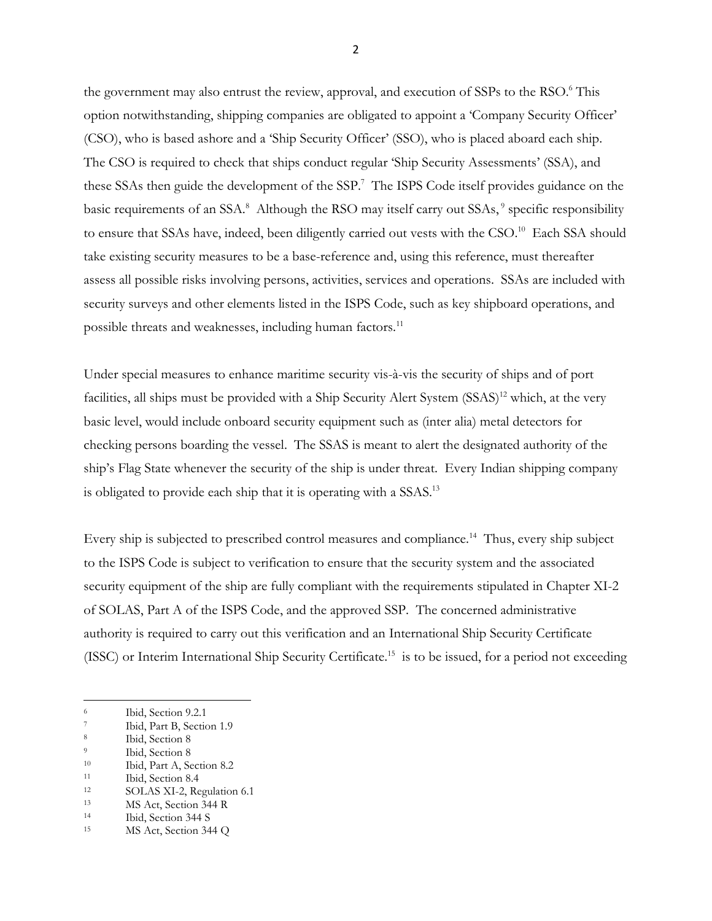the government may also entrust the review, approval, and execution of SSPs to the RSO.[6] This option notwithstanding, shipping companies are obligated to appoint a 'Company Security Officer' (CSO), who is based ashore and a 'Ship Security Officer' (SSO), who is placed aboard each ship. The CSO is required to check that ships conduct regular 'Ship Security Assessments' (SSA), and these SSAs then guide the development of the SSP.[7] The ISPS Code itself provides guidance on the basic requirements of an SSA.[8] Although the RSO may itself carry out SSAs,[9] specific responsibility to ensure that SSAs have, indeed, been diligently carried out vests with the CSO.[10] Each SSA should take existing security measures to be a base-reference and, using this reference, must thereafter assess all possible risks involving persons, activities, services and operations. SSAs are included with security surveys and other elements listed in the ISPS Code, such as key shipboard operations, and possible threats and weaknesses, including human factors.[11]

Under special measures to enhance maritime security vis-à-vis the security of ships and of port facilities, all ships must be provided with a Ship Security Alert System (SSAS)[12] which, at the very basic level, would include onboard security equipment such as (inter alia) metal detectors for checking persons boarding the vessel. The SSAS is meant to alert the designated authority of the ship's Flag State whenever the security of the ship is under threat. Every Indian shipping company is obligated to provide each ship that it is operating with a SSAS.[13]

Every ship is subjected to prescribed control measures and compliance.[14] Thus, every ship subject to the ISPS Code is subject to verification to ensure that the security system and the associated security equipment of the ship are fully compliant with the requirements stipulated in Chapter XI-2 of SOLAS, Part A of the ISPS Code, and the approved SSP. The concerned administrative authority is required to carry out this verification and an International Ship Security Certificate (ISSC) or Interim International Ship Security Certificate.[15] is to be issued, for a period not exceeding

---

6 Ibid, Section 9.2.1
7 Ibid, Part B, Section 1.9
8 Ibid, Section 8
9 Ibid, Section 8
10 Ibid, Part A, Section 8.2
11 Ibid, Section 8.4
12 SOLAS XI-2, Regulation 6.1
13 MS Act, Section 344 R
14 Ibid, Section 344 S
15 MS Act, Section 344 Q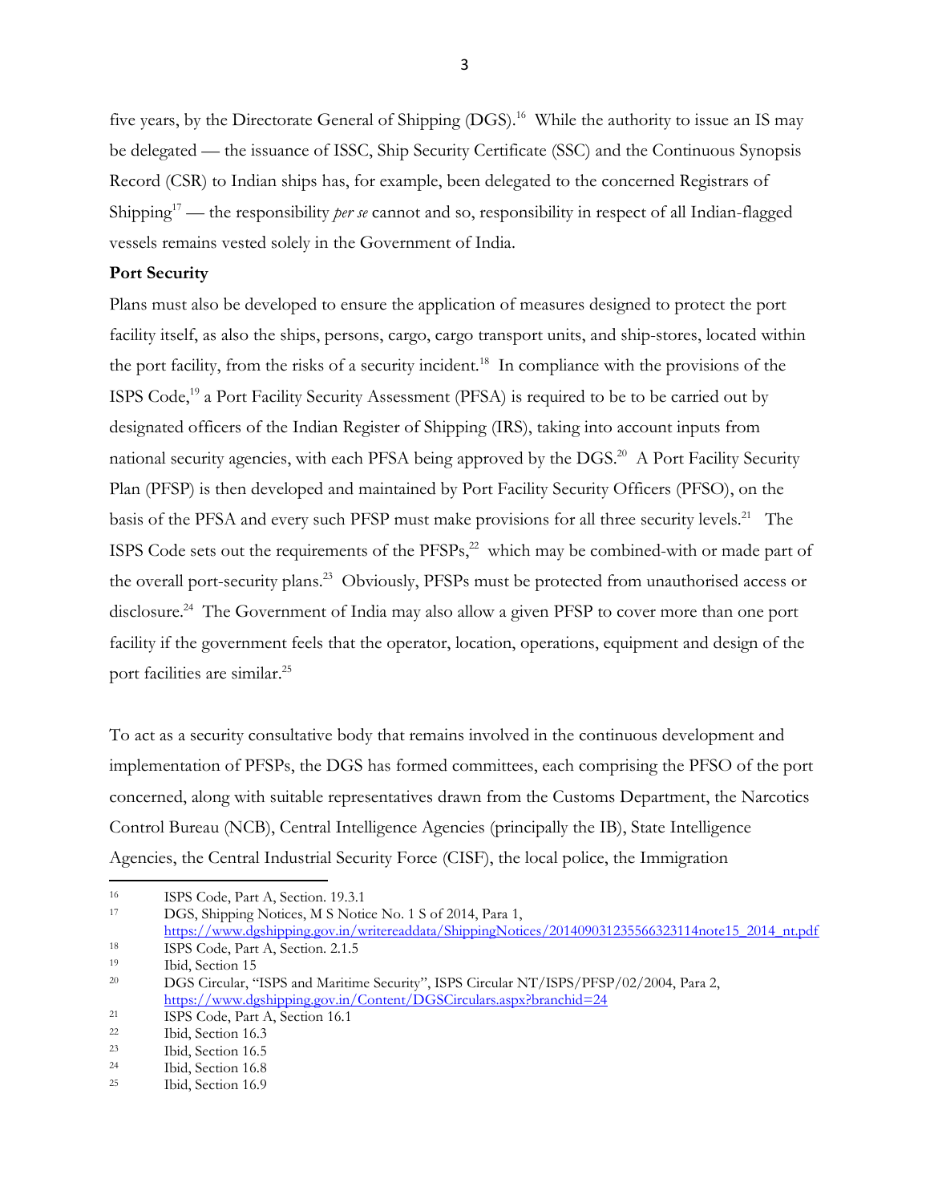five years, by the Directorate General of Shipping (DGS).[16] While the authority to issue an IS may be delegated — the issuance of ISSC, Ship Security Certificate (SSC) and the Continuous Synopsis Record (CSR) to Indian ships has, for example, been delegated to the concerned Registrars of Shipping[17] — the responsibility *per se* cannot and so, responsibility in respect of all Indian-flagged vessels remains vested solely in the Government of India.

**Port Security**

Plans must also be developed to ensure the application of measures designed to protect the port facility itself, as also the ships, persons, cargo, cargo transport units, and ship-stores, located within the port facility, from the risks of a security incident.[18] In compliance with the provisions of the ISPS Code,[19] a Port Facility Security Assessment (PFSA) is required to be to be carried out by designated officers of the Indian Register of Shipping (IRS), taking into account inputs from national security agencies, with each PFSA being approved by the DGS.[20] A Port Facility Security Plan (PFSP) is then developed and maintained by Port Facility Security Officers (PFSO), on the basis of the PFSA and every such PFSP must make provisions for all three security levels.[21] The ISPS Code sets out the requirements of the PFSPs,[22] which may be combined-with or made part of the overall port-security plans.[23] Obviously, PFSPs must be protected from unauthorised access or disclosure.[24] The Government of India may also allow a given PFSP to cover more than one port facility if the government feels that the operator, location, operations, equipment and design of the port facilities are similar.[25]

To act as a security consultative body that remains involved in the continuous development and implementation of PFSPs, the DGS has formed committees, each comprising the PFSO of the port concerned, along with suitable representatives drawn from the Customs Department, the Narcotics Control Bureau (NCB), Central Intelligence Agencies (principally the IB), State Intelligence Agencies, the Central Industrial Security Force (CISF), the local police, the Immigration

---

16. ISPS Code, Part A, Section. 19.3.1
17. DGS, Shipping Notices, M S Notice No. 1 S of 2014, Para 1, https://www.dgshipping.gov.in/writereaddata/ShippingNotices/201409031235566323114note15_2014_nt.pdf
18. ISPS Code, Part A, Section. 2.1.5
19. Ibid, Section 15
20. DGS Circular, "ISPS and Maritime Security", ISPS Circular NT/ISPS/PFSP/02/2004, Para 2, https://www.dgshipping.gov.in/Content/DGSCirculars.aspx?branchid=24
21. ISPS Code, Part A, Section 16.1
22. Ibid, Section 16.3
23. Ibid, Section 16.5
24. Ibid, Section 16.8
25. Ibid, Section 16.9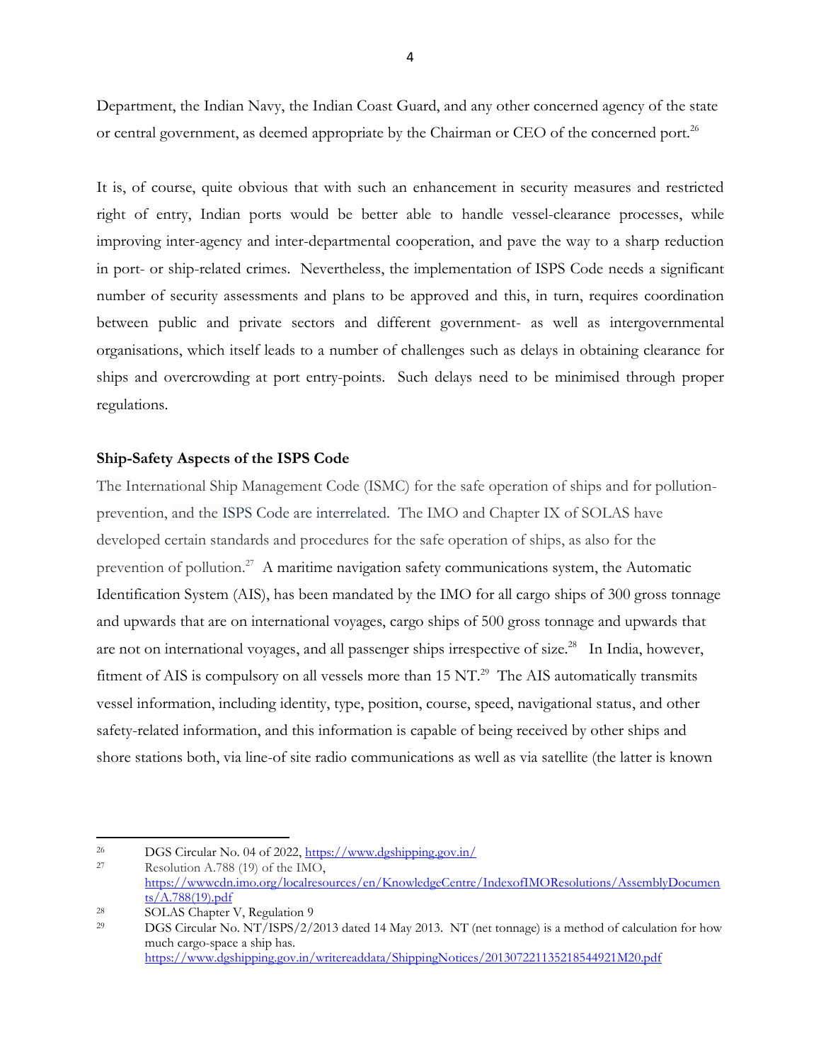Department, the Indian Navy, the Indian Coast Guard, and any other concerned agency of the state or central government, as deemed appropriate by the Chairman or CEO of the concerned port.[26]

It is, of course, quite obvious that with such an enhancement in security measures and restricted right of entry, Indian ports would be better able to handle vessel-clearance processes, while improving inter-agency and inter-departmental cooperation, and pave the way to a sharp reduction in port- or ship-related crimes. Nevertheless, the implementation of ISPS Code needs a significant number of security assessments and plans to be approved and this, in turn, requires coordination between public and private sectors and different government- as well as intergovernmental organisations, which itself leads to a number of challenges such as delays in obtaining clearance for ships and overcrowding at port entry-points. Such delays need to be minimised through proper regulations.

**Ship-Safety Aspects of the ISPS Code**

The International Ship Management Code (ISMC) for the safe operation of ships and for pollution-prevention, and the ISPS Code are interrelated. The IMO and Chapter IX of SOLAS have developed certain standards and procedures for the safe operation of ships, as also for the prevention of pollution.[27] A maritime navigation safety communications system, the Automatic Identification System (AIS), has been mandated by the IMO for all cargo ships of 300 gross tonnage and upwards that are on international voyages, cargo ships of 500 gross tonnage and upwards that are not on international voyages, and all passenger ships irrespective of size.[28] In India, however, fitment of AIS is compulsory on all vessels more than 15 NT.[29] The AIS automatically transmits vessel information, including identity, type, position, course, speed, navigational status, and other safety-related information, and this information is capable of being received by other ships and shore stations both, via line-of site radio communications as well as via satellite (the latter is known

---

[26] DGS Circular No. 04 of 2022, https://www.dgshipping.gov.in/

[27] Resolution A.788 (19) of the IMO, https://wwwcdn.imo.org/localresources/en/KnowledgeCentre/IndexofIMOResolutions/AssemblyDocuments/A.788(19).pdf

[28] SOLAS Chapter V, Regulation 9

[29] DGS Circular No. NT/ISPS/2/2013 dated 14 May 2013. NT (net tonnage) is a method of calculation for how much cargo-space a ship has. https://www.dgshipping.gov.in/writereaddata/ShippingNotices/201307221135218544921M20.pdf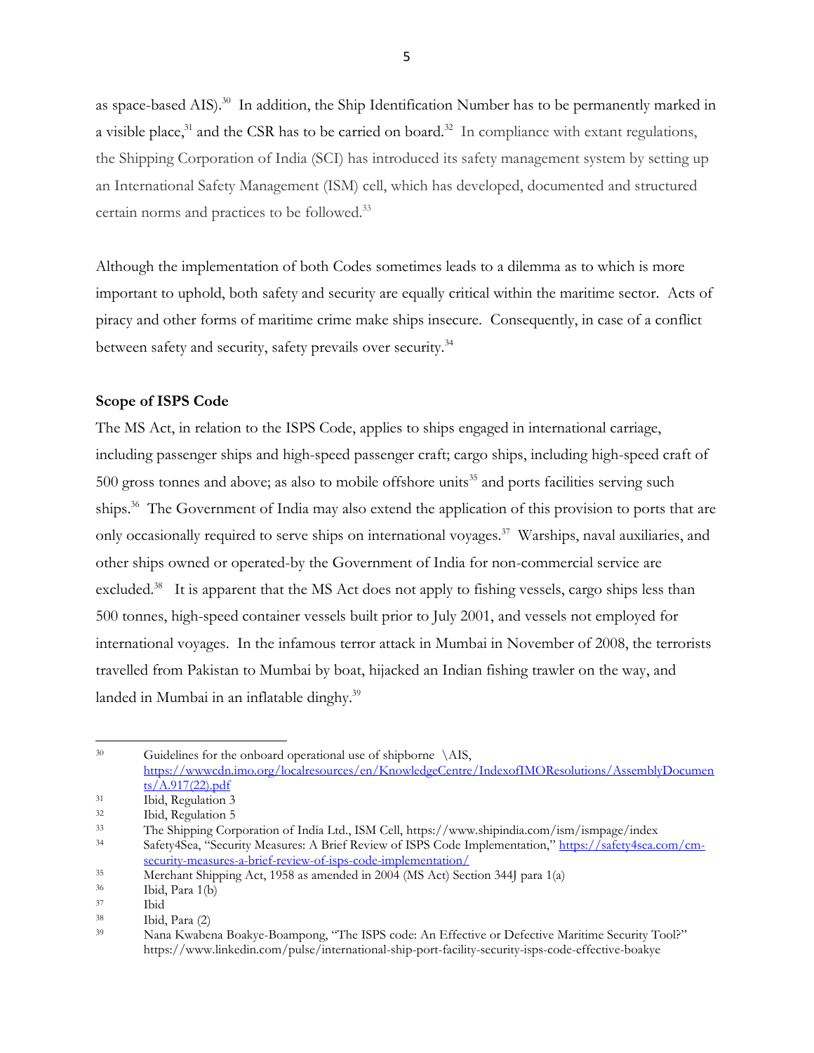as space-based AIS).[30] In addition, the Ship Identification Number has to be permanently marked in a visible place,[31] and the CSR has to be carried on board.[32] In compliance with extant regulations, the Shipping Corporation of India (SCI) has introduced its safety management system by setting up an International Safety Management (ISM) cell, which has developed, documented and structured certain norms and practices to be followed.[33]

Although the implementation of both Codes sometimes leads to a dilemma as to which is more important to uphold, both safety and security are equally critical within the maritime sector. Acts of piracy and other forms of maritime crime make ships insecure. Consequently, in case of a conflict between safety and security, safety prevails over security.[34]

**Scope of ISPS Code**

The MS Act, in relation to the ISPS Code, applies to ships engaged in international carriage, including passenger ships and high-speed passenger craft; cargo ships, including high-speed craft of 500 gross tonnes and above; as also to mobile offshore units[35] and ports facilities serving such ships.[36] The Government of India may also extend the application of this provision to ports that are only occasionally required to serve ships on international voyages.[37] Warships, naval auxiliaries, and other ships owned or operated-by the Government of India for non-commercial service are excluded.[38] It is apparent that the MS Act does not apply to fishing vessels, cargo ships less than 500 tonnes, high-speed container vessels built prior to July 2001, and vessels not employed for international voyages. In the infamous terror attack in Mumbai in November of 2008, the terrorists travelled from Pakistan to Mumbai by boat, hijacked an Indian fishing trawler on the way, and landed in Mumbai in an inflatable dinghy.[39]

---

[30] Guidelines for the onboard operational use of shipborne \AIS, https://wwwcdn.imo.org/localresources/en/KnowledgeCentre/IndexofIMOResolutions/AssemblyDocuments/A.917(22).pdf

[31] Ibid, Regulation 3

[32] Ibid, Regulation 5

[33] The Shipping Corporation of India Ltd., ISM Cell, https://www.shipindia.com/ism/ismpage/index

[34] Safety4Sea, "Security Measures: A Brief Review of ISPS Code Implementation," https://safety4sea.com/cm-security-measures-a-brief-review-of-isps-code-implementation/

[35] Merchant Shipping Act, 1958 as amended in 2004 (MS Act) Section 344J para 1(a)

[36] Ibid, Para 1(b)

[37] Ibid

[38] Ibid, Para (2)

[39] Nana Kwabena Boakye-Boampong, "The ISPS code: An Effective or Defective Maritime Security Tool?" https://www.linkedin.com/pulse/international-ship-port-facility-security-isps-code-effective-boakye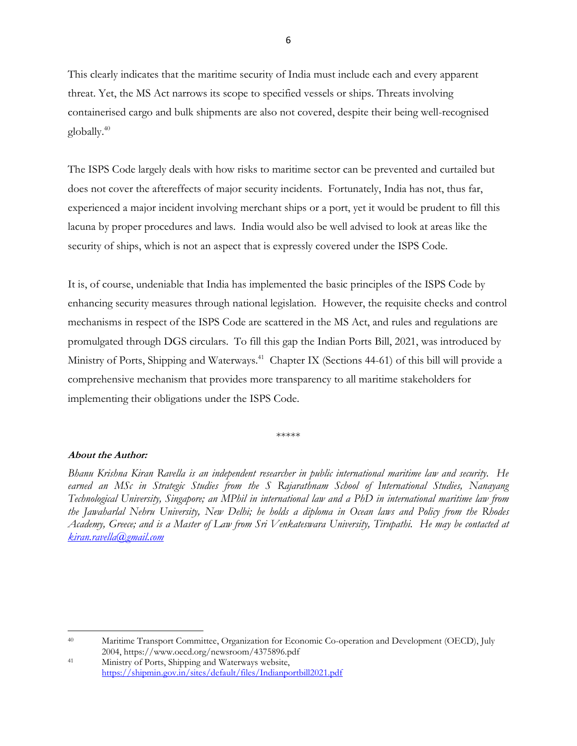This clearly indicates that the maritime security of India must include each and every apparent threat. Yet, the MS Act narrows its scope to specified vessels or ships. Threats involving containerised cargo and bulk shipments are also not covered, despite their being well-recognised globally.[40]

The ISPS Code largely deals with how risks to maritime sector can be prevented and curtailed but does not cover the aftereffects of major security incidents. Fortunately, India has not, thus far, experienced a major incident involving merchant ships or a port, yet it would be prudent to fill this lacuna by proper procedures and laws. India would also be well advised to look at areas like the security of ships, which is not an aspect that is expressly covered under the ISPS Code.

It is, of course, undeniable that India has implemented the basic principles of the ISPS Code by enhancing security measures through national legislation. However, the requisite checks and control mechanisms in respect of the ISPS Code are scattered in the MS Act, and rules and regulations are promulgated through DGS circulars. To fill this gap the Indian Ports Bill, 2021, was introduced by Ministry of Ports, Shipping and Waterways.[41] Chapter IX (Sections 44-61) of this bill will provide a comprehensive mechanism that provides more transparency to all maritime stakeholders for implementing their obligations under the ISPS Code.

*****

***About the Author:***

*Bhanu Krishna Kiran Ravella is an independent researcher in public international maritime law and security. He earned an MSc in Strategic Studies from the S Rajarathnam School of International Studies, Nanayang Technological University, Singapore; an MPhil in international law and a PhD in international maritime law from the Jawaharlal Nehru University, New Delhi; he holds a diploma in Ocean laws and Policy from the Rhodes Academy, Greece; and is a Master of Law from Sri Venkateswara University, Tirupathi. He may be contacted at [kiran.ravella@gmail.com](mailto:kiran.ravella@gmail.com)*

---

[40] Maritime Transport Committee, Organization for Economic Co-operation and Development (OECD), July 2004, https://www.oecd.org/newsroom/4375896.pdf

[41] Ministry of Ports, Shipping and Waterways website, https://shipmin.gov.in/sites/default/files/Indianportbill2021.pdf